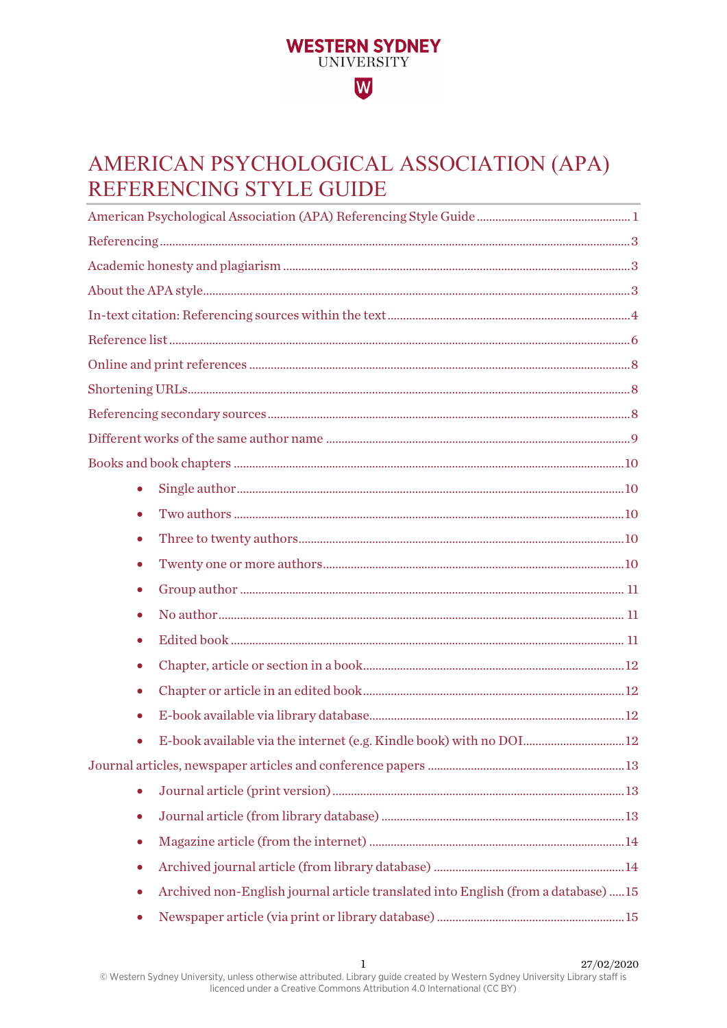WESTERN SYDNEY UNIVERSITY

# AMERICAN PSYCHOLOGICAL ASSOCIATION (APA) REFERENCING STYLE GUIDE

American Psychological Association (APA) Referencing Style Guide ........ 1

Referencing ........ 3

Academic honesty and plagiarism ........ 3

About the APA style ........ 3

In-text citation: Referencing sources within the text ........ 4

Reference list ........ 6

Online and print references ........ 8

Shortening URLs ........ 8

Referencing secondary sources ........ 8

Different works of the same author name ........ 9

Books and book chapters ........ 10

- Single author ........ 10
- Two authors ........ 10
- Three to twenty authors ........ 10
- Twenty one or more authors ........ 10
- Group author ........ 11
- No author ........ 11
- Edited book ........ 11
- Chapter, article or section in a book ........ 12
- Chapter or article in an edited book ........ 12
- E-book available via library database ........ 12
- E-book available via the internet (e.g. Kindle book) with no DOI ........ 12

Journal articles, newspaper articles and conference papers ........ 13

- Journal article (print version) ........ 13
- Journal article (from library database) ........ 13
- Magazine article (from the internet) ........ 14
- Archived journal article (from library database) ........ 14
- Archived non-English journal article translated into English (from a database) ........ 15
- Newspaper article (via print or library database) ........ 15

27/02/2020

© Western Sydney University, unless otherwise attributed. Library guide created by Western Sydney University Library staff is licenced under a Creative Commons Attribution 4.0 International (CC BY)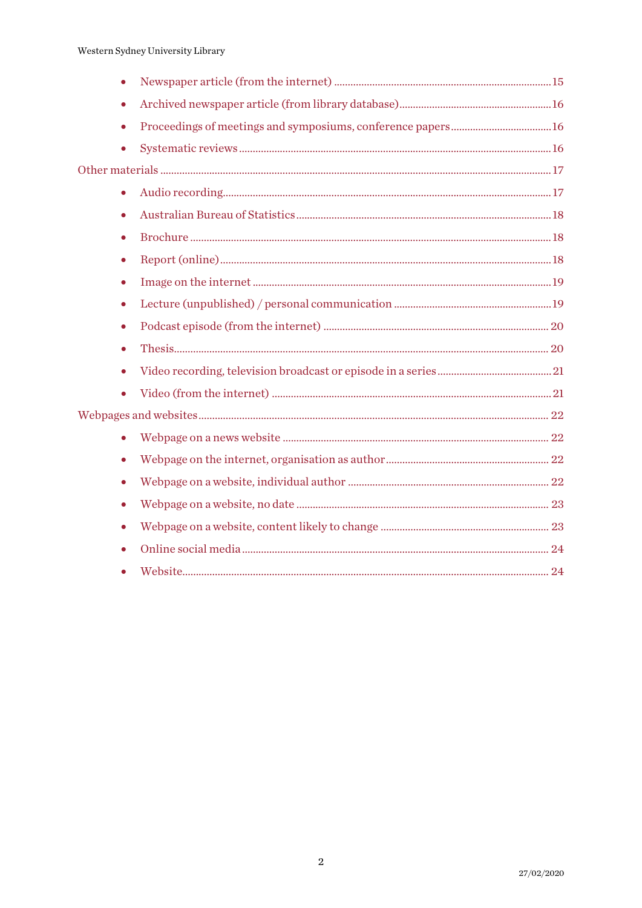- Newspaper article (from the internet) .......... 15
- Archived newspaper article (from library database) .......... 16
- Proceedings of meetings and symposiums, conference papers .......... 16
- Systematic reviews .......... 16

Other materials .......... 17

- Audio recording .......... 17
- Australian Bureau of Statistics .......... 18
- Brochure .......... 18
- Report (online) .......... 18
- Image on the internet .......... 19
- Lecture (unpublished) / personal communication .......... 19
- Podcast episode (from the internet) .......... 20
- Thesis .......... 20
- Video recording, television broadcast or episode in a series .......... 21
- Video (from the internet) .......... 21

Webpages and websites .......... 22

- Webpage on a news website .......... 22
- Webpage on the internet, organisation as author .......... 22
- Webpage on a website, individual author .......... 22
- Webpage on a website, no date .......... 23
- Webpage on a website, content likely to change .......... 23
- Online social media .......... 24
- Website .......... 24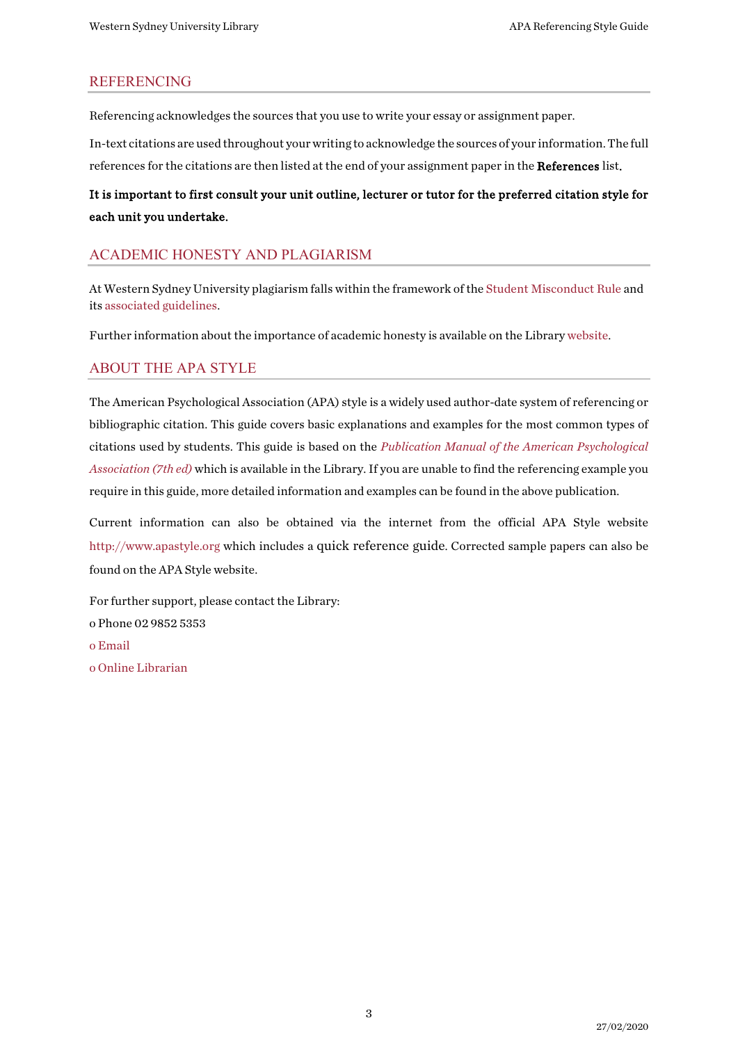## REFERENCING

Referencing acknowledges the sources that you use to write your essay or assignment paper.

In-text citations are used throughout your writing to acknowledge the sources of your information. The full references for the citations are then listed at the end of your assignment paper in the **References** list.

**It is important to first consult your unit outline, lecturer or tutor for the preferred citation style for each unit you undertake.**

## ACADEMIC HONESTY AND PLAGIARISM

At Western Sydney University plagiarism falls within the framework of the Student Misconduct Rule and its associated guidelines.

Further information about the importance of academic honesty is available on the Library website.

## ABOUT THE APA STYLE

The American Psychological Association (APA) style is a widely used author-date system of referencing or bibliographic citation. This guide covers basic explanations and examples for the most common types of citations used by students. This guide is based on the *Publication Manual of the American Psychological Association (7th ed)* which is available in the Library. If you are unable to find the referencing example you require in this guide, more detailed information and examples can be found in the above publication.

Current information can also be obtained via the internet from the official APA Style website http://www.apastyle.org which includes a quick reference guide. Corrected sample papers can also be found on the APA Style website.

For further support, please contact the Library:

- Phone 02 9852 5353
- Email
- Online Librarian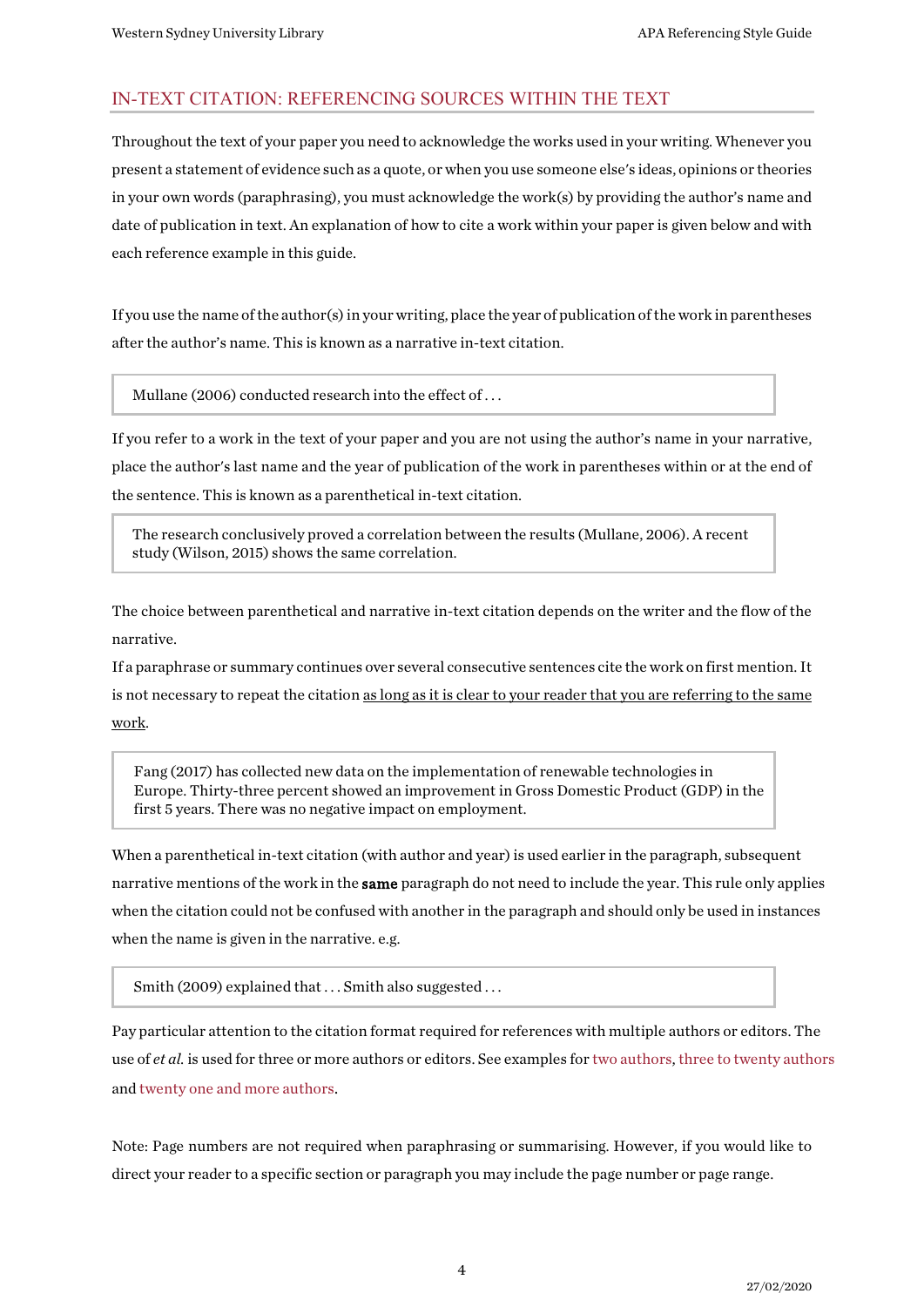## IN-TEXT CITATION: REFERENCING SOURCES WITHIN THE TEXT

Throughout the text of your paper you need to acknowledge the works used in your writing. Whenever you present a statement of evidence such as a quote, or when you use someone else's ideas, opinions or theories in your own words (paraphrasing), you must acknowledge the work(s) by providing the author's name and date of publication in text. An explanation of how to cite a work within your paper is given below and with each reference example in this guide.

If you use the name of the author(s) in your writing, place the year of publication of the work in parentheses after the author's name. This is known as a narrative in-text citation.

> Mullane (2006) conducted research into the effect of . . .

If you refer to a work in the text of your paper and you are not using the author's name in your narrative, place the author's last name and the year of publication of the work in parentheses within or at the end of the sentence. This is known as a parenthetical in-text citation.

> The research conclusively proved a correlation between the results (Mullane, 2006). A recent study (Wilson, 2015) shows the same correlation.

The choice between parenthetical and narrative in-text citation depends on the writer and the flow of the narrative.

If a paraphrase or summary continues over several consecutive sentences cite the work on first mention. It is not necessary to repeat the citation <u>as long as it is clear to your reader that you are referring to the same work</u>.

> Fang (2017) has collected new data on the implementation of renewable technologies in Europe. Thirty-three percent showed an improvement in Gross Domestic Product (GDP) in the first 5 years. There was no negative impact on employment.

When a parenthetical in-text citation (with author and year) is used earlier in the paragraph, subsequent narrative mentions of the work in the **same** paragraph do not need to include the year. This rule only applies when the citation could not be confused with another in the paragraph and should only be used in instances when the name is given in the narrative. e.g.

> Smith (2009) explained that . . . Smith also suggested . . .

Pay particular attention to the citation format required for references with multiple authors or editors. The use of *et al.* is used for three or more authors or editors. See examples for two authors, three to twenty authors and twenty one and more authors.

Note: Page numbers are not required when paraphrasing or summarising. However, if you would like to direct your reader to a specific section or paragraph you may include the page number or page range.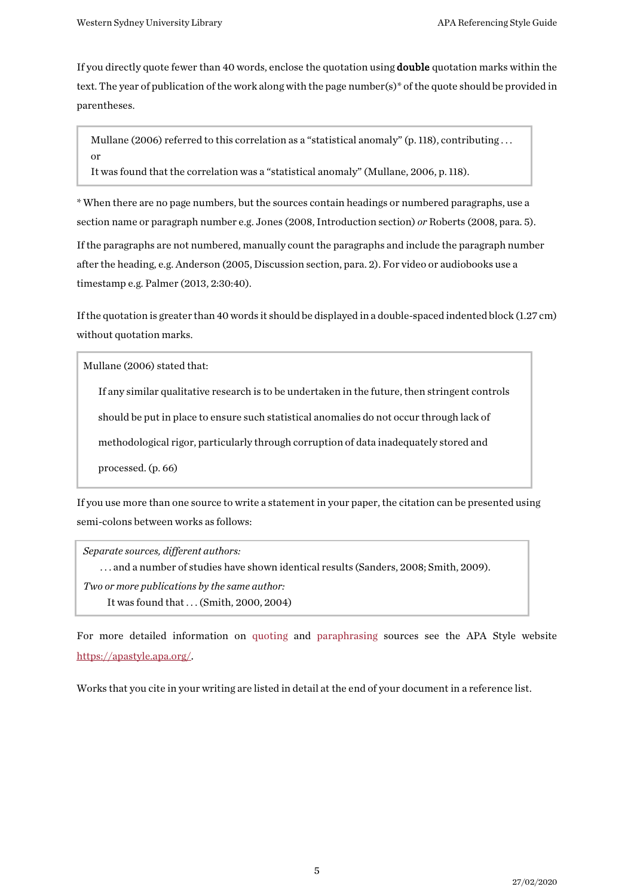If you directly quote fewer than 40 words, enclose the quotation using **double** quotation marks within the text. The year of publication of the work along with the page number(s)* of the quote should be provided in parentheses.

> Mullane (2006) referred to this correlation as a “statistical anomaly” (p. 118), contributing . . .
> or
> It was found that the correlation was a “statistical anomaly” (Mullane, 2006, p. 118).

* When there are no page numbers, but the sources contain headings or numbered paragraphs, use a section name or paragraph number e.g. Jones (2008, Introduction section) *or* Roberts (2008, para. 5).

If the paragraphs are not numbered, manually count the paragraphs and include the paragraph number after the heading, e.g. Anderson (2005, Discussion section, para. 2). For video or audiobooks use a timestamp e.g. Palmer (2013, 2:30:40).

If the quotation is greater than 40 words it should be displayed in a double-spaced indented block (1.27 cm) without quotation marks.

> Mullane (2006) stated that:
>
> If any similar qualitative research is to be undertaken in the future, then stringent controls should be put in place to ensure such statistical anomalies do not occur through lack of methodological rigor, particularly through corruption of data inadequately stored and processed. (p. 66)

If you use more than one source to write a statement in your paper, the citation can be presented using semi-colons between works as follows:

> *Separate sources, different authors:*
> . . . and a number of studies have shown identical results (Sanders, 2008; Smith, 2009).
> *Two or more publications by the same author:*
> It was found that . . . (Smith, 2000, 2004)

For more detailed information on quoting and paraphrasing sources see the APA Style website https://apastyle.apa.org/.

Works that you cite in your writing are listed in detail at the end of your document in a reference list.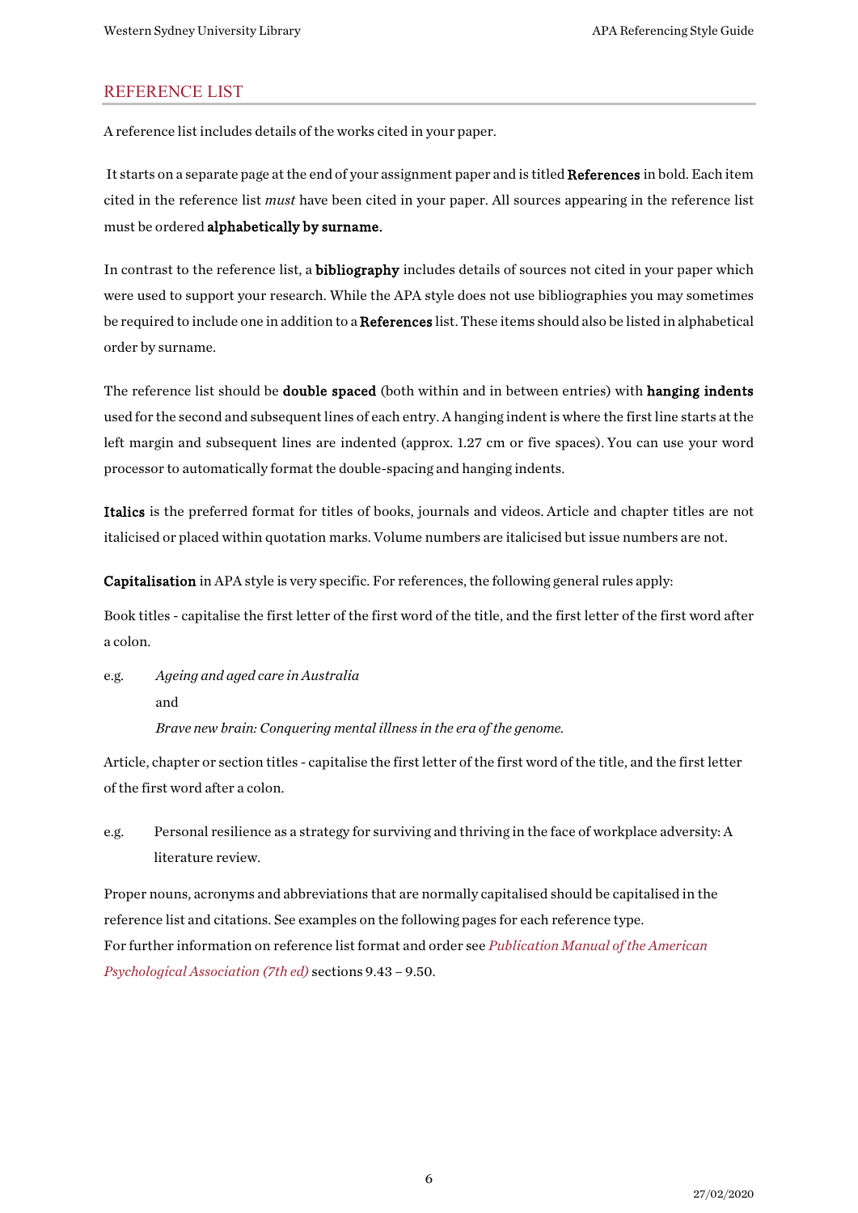## REFERENCE LIST

A reference list includes details of the works cited in your paper.

It starts on a separate page at the end of your assignment paper and is titled **References** in bold. Each item cited in the reference list *must* have been cited in your paper. All sources appearing in the reference list must be ordered **alphabetically by surname.**

In contrast to the reference list, a **bibliography** includes details of sources not cited in your paper which were used to support your research. While the APA style does not use bibliographies you may sometimes be required to include one in addition to a **References** list. These items should also be listed in alphabetical order by surname.

The reference list should be **double spaced** (both within and in between entries) with **hanging indents** used for the second and subsequent lines of each entry. A hanging indent is where the first line starts at the left margin and subsequent lines are indented (approx. 1.27 cm or five spaces). You can use your word processor to automatically format the double-spacing and hanging indents.

**Italics** is the preferred format for titles of books, journals and videos. Article and chapter titles are not italicised or placed within quotation marks. Volume numbers are italicised but issue numbers are not.

**Capitalisation** in APA style is very specific. For references, the following general rules apply:

Book titles - capitalise the first letter of the first word of the title, and the first letter of the first word after a colon.

e.g. *Ageing and aged care in Australia*

and

*Brave new brain: Conquering mental illness in the era of the genome.*

Article, chapter or section titles - capitalise the first letter of the first word of the title, and the first letter of the first word after a colon.

e.g. Personal resilience as a strategy for surviving and thriving in the face of workplace adversity: A literature review.

Proper nouns, acronyms and abbreviations that are normally capitalised should be capitalised in the reference list and citations. See examples on the following pages for each reference type.

For further information on reference list format and order see *Publication Manual of the American Psychological Association (7th ed)* sections 9.43 – 9.50.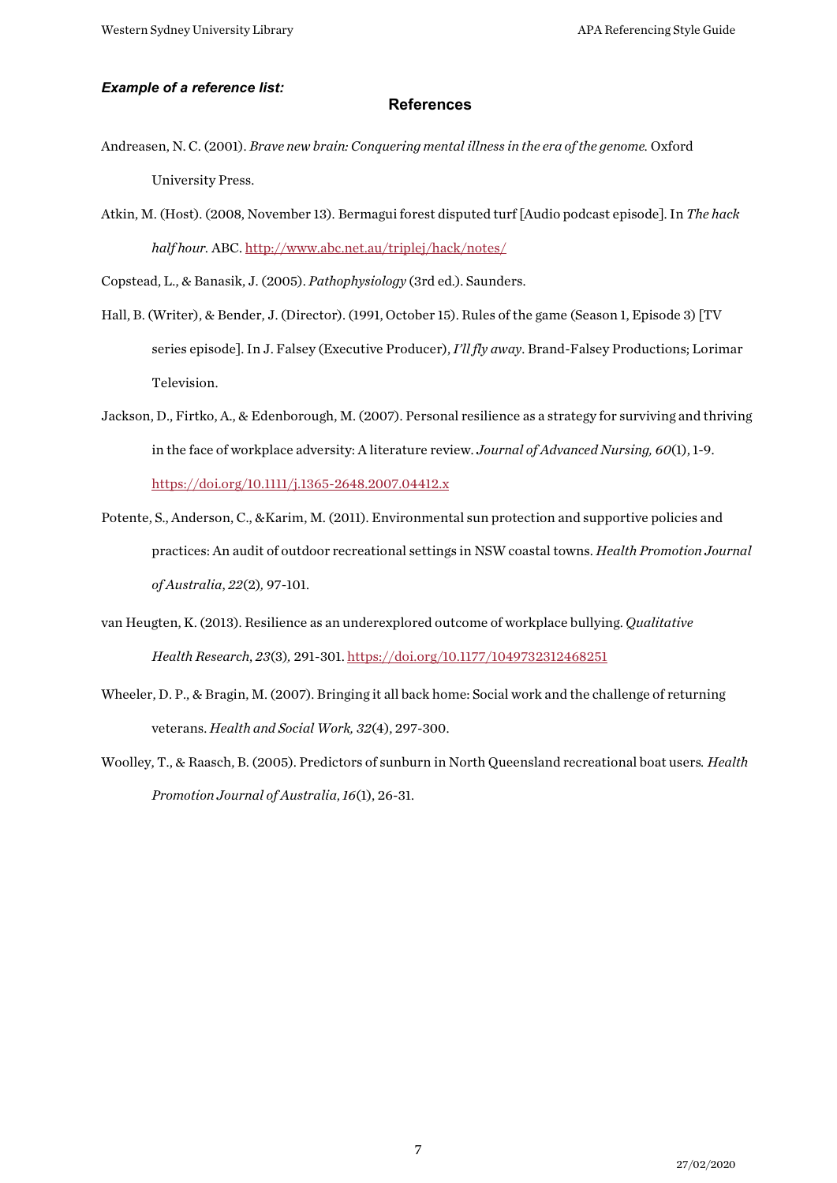***Example of a reference list:***

## References

Andreasen, N. C. (2001). *Brave new brain: Conquering mental illness in the era of the genome.* Oxford University Press.

Atkin, M. (Host). (2008, November 13). Bermagui forest disputed turf [Audio podcast episode]. In *The hack half hour.* ABC. http://www.abc.net.au/triplej/hack/notes/

Copstead, L., & Banasik, J. (2005). *Pathophysiology* (3rd ed.). Saunders.

Hall, B. (Writer), & Bender, J. (Director). (1991, October 15). Rules of the game (Season 1, Episode 3) [TV series episode]. In J. Falsey (Executive Producer), *I'll fly away*. Brand-Falsey Productions; Lorimar Television.

Jackson, D., Firtko, A., & Edenborough, M. (2007). Personal resilience as a strategy for surviving and thriving in the face of workplace adversity: A literature review. *Journal of Advanced Nursing, 60*(1), 1-9. https://doi.org/10.1111/j.1365-2648.2007.04412.x

Potente, S., Anderson, C., &Karim, M. (2011). Environmental sun protection and supportive policies and practices: An audit of outdoor recreational settings in NSW coastal towns. *Health Promotion Journal of Australia, 22*(2)*,* 97-101.

van Heugten, K. (2013). Resilience as an underexplored outcome of workplace bullying. *Qualitative Health Research, 23*(3)*,* 291-301. https://doi.org/10.1177/1049732312468251

Wheeler, D. P., & Bragin, M. (2007). Bringing it all back home: Social work and the challenge of returning veterans. *Health and Social Work, 32*(4)*,* 297-300.

Woolley, T., & Raasch, B. (2005). Predictors of sunburn in North Queensland recreational boat users*. Health Promotion Journal of Australia, 16*(1), 26-31.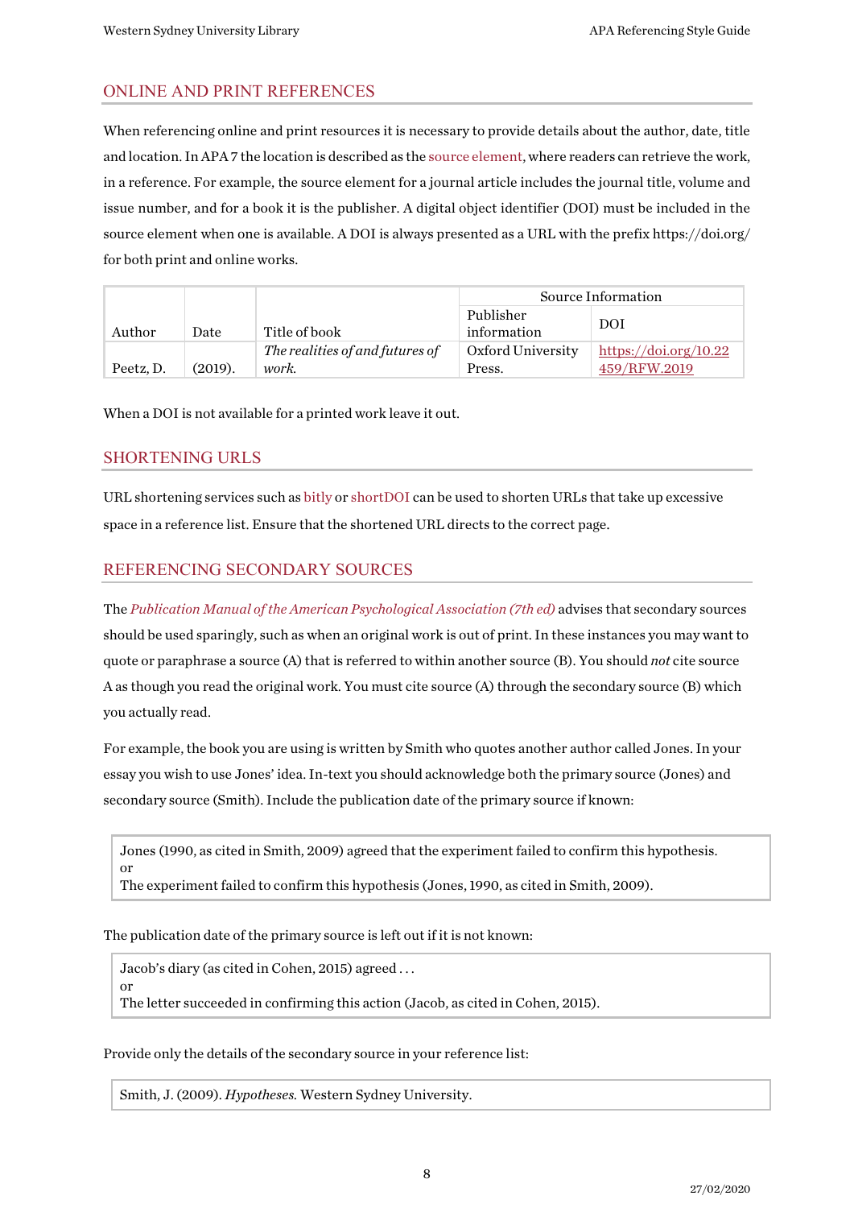## ONLINE AND PRINT REFERENCES

When referencing online and print resources it is necessary to provide details about the author, date, title and location. In APA 7 the location is described as the source element, where readers can retrieve the work, in a reference. For example, the source element for a journal article includes the journal title, volume and issue number, and for a book it is the publisher. A digital object identifier (DOI) must be included in the source element when one is available. A DOI is always presented as a URL with the prefix https://doi.org/ for both print and online works.

| | | | Source Information | |
|---|---|---|---|---|
| Author | Date | Title of book | Publisher information | DOI |
| Peetz, D. | (2019). | *The realities of and futures of work.* | Oxford University Press. | https://doi.org/10.22459/RFW.2019 |

When a DOI is not available for a printed work leave it out.

## SHORTENING URLS

URL shortening services such as bitly or shortDOI can be used to shorten URLs that take up excessive space in a reference list. Ensure that the shortened URL directs to the correct page.

## REFERENCING SECONDARY SOURCES

The *Publication Manual of the American Psychological Association (7th ed)* advises that secondary sources should be used sparingly, such as when an original work is out of print. In these instances you may want to quote or paraphrase a source (A) that is referred to within another source (B). You should *not* cite source A as though you read the original work. You must cite source (A) through the secondary source (B) which you actually read.

For example, the book you are using is written by Smith who quotes another author called Jones. In your essay you wish to use Jones' idea. In-text you should acknowledge both the primary source (Jones) and secondary source (Smith). Include the publication date of the primary source if known:

> Jones (1990, as cited in Smith, 2009) agreed that the experiment failed to confirm this hypothesis.
> or
> The experiment failed to confirm this hypothesis (Jones, 1990, as cited in Smith, 2009).

The publication date of the primary source is left out if it is not known:

> Jacob's diary (as cited in Cohen, 2015) agreed . . .
> or
> The letter succeeded in confirming this action (Jacob, as cited in Cohen, 2015).

Provide only the details of the secondary source in your reference list:

> Smith, J. (2009). *Hypotheses.* Western Sydney University.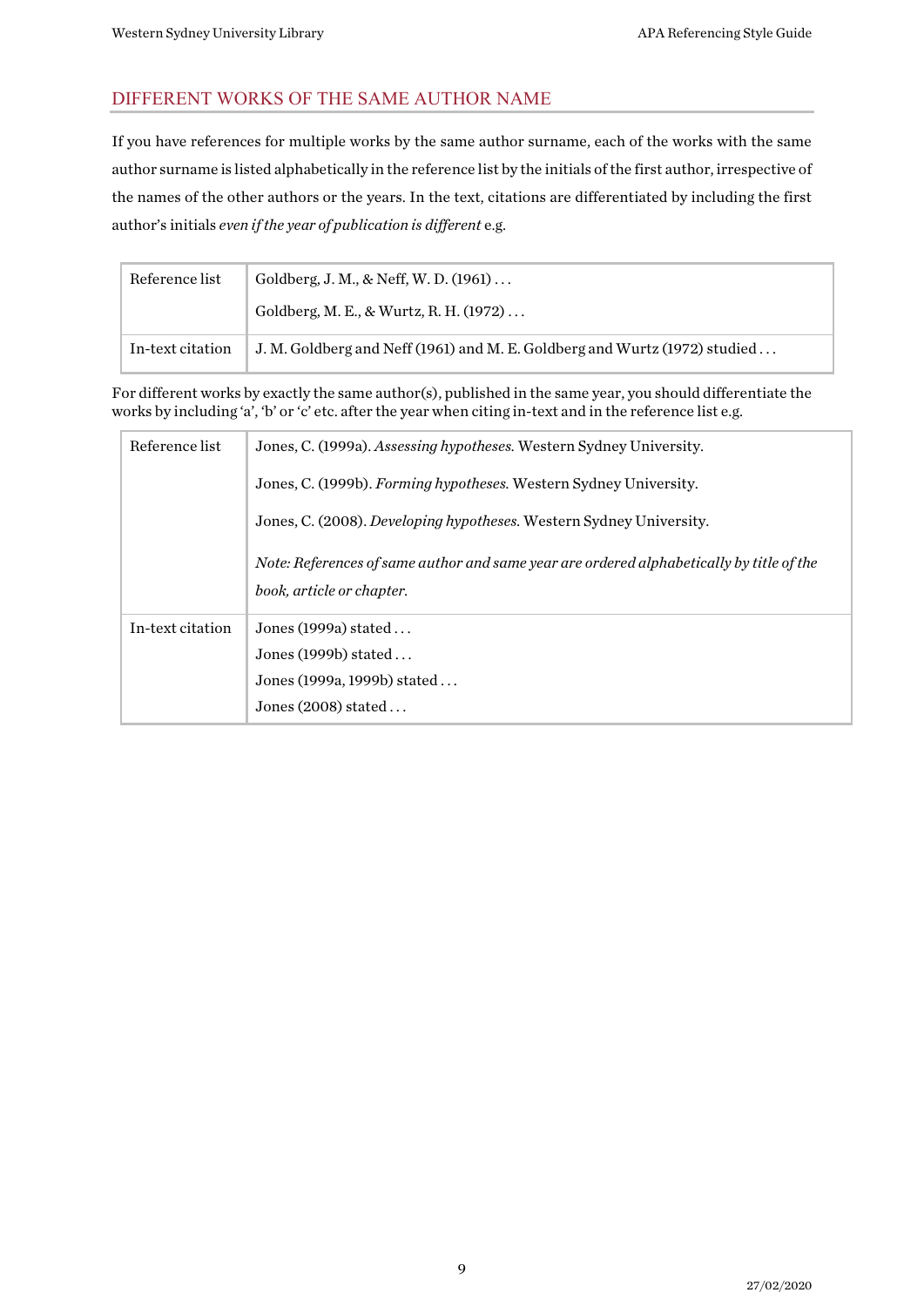## DIFFERENT WORKS OF THE SAME AUTHOR NAME

If you have references for multiple works by the same author surname, each of the works with the same author surname is listed alphabetically in the reference list by the initials of the first author, irrespective of the names of the other authors or the years. In the text, citations are differentiated by including the first author's initials *even if the year of publication is different* e.g.

| | |
|---|---|
| Reference list | Goldberg, J. M., & Neff, W. D. (1961) . . .<br>Goldberg, M. E., & Wurtz, R. H. (1972) . . . |
| In-text citation | J. M. Goldberg and Neff (1961) and M. E. Goldberg and Wurtz (1972) studied . . . |

For different works by exactly the same author(s), published in the same year, you should differentiate the works by including 'a', 'b' or 'c' etc. after the year when citing in-text and in the reference list e.g.

| | |
|---|---|
| Reference list | Jones, C. (1999a). *Assessing hypotheses.* Western Sydney University.<br>Jones, C. (1999b). *Forming hypotheses.* Western Sydney University.<br>Jones, C. (2008). *Developing hypotheses.* Western Sydney University.<br>*Note: References of same author and same year are ordered alphabetically by title of the book, article or chapter.* |
| In-text citation | Jones (1999a) stated . . .<br>Jones (1999b) stated . . .<br>Jones (1999a, 1999b) stated . . .<br>Jones (2008) stated . . . |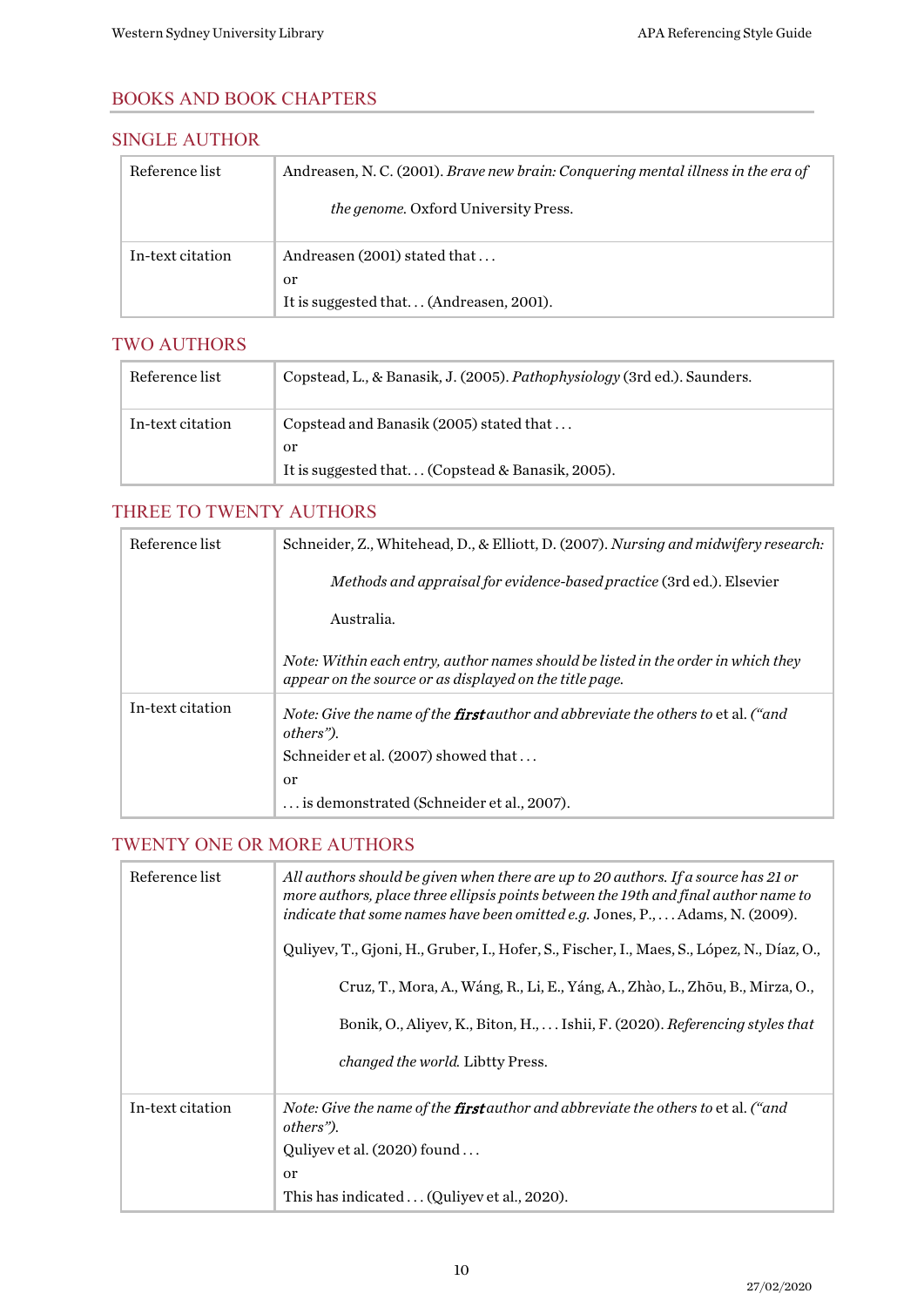# BOOKS AND BOOK CHAPTERS

## SINGLE AUTHOR

| | |
|---|---|
| Reference list | Andreasen, N. C. (2001). *Brave new brain: Conquering mental illness in the era of the genome*. Oxford University Press. |
| In-text citation | Andreasen (2001) stated that . . .<br>or<br>It is suggested that. . . (Andreasen, 2001). |

## TWO AUTHORS

| | |
|---|---|
| Reference list | Copstead, L., & Banasik, J. (2005). *Pathophysiology* (3rd ed.). Saunders. |
| In-text citation | Copstead and Banasik (2005) stated that . . .<br>or<br>It is suggested that. . . (Copstead & Banasik, 2005). |

## THREE TO TWENTY AUTHORS

| | |
|---|---|
| Reference list | Schneider, Z., Whitehead, D., & Elliott, D. (2007). *Nursing and midwifery research: Methods and appraisal for evidence-based practice* (3rd ed.). Elsevier Australia.<br><br>*Note: Within each entry, author names should be listed in the order in which they appear on the source or as displayed on the title page.* |
| In-text citation | *Note: Give the name of the* ***first*** *author and abbreviate the others to* et al. *("and others").*<br>Schneider et al. (2007) showed that . . .<br>or<br>. . . is demonstrated (Schneider et al., 2007). |

## TWENTY ONE OR MORE AUTHORS

| | |
|---|---|
| Reference list | *All authors should be given when there are up to 20 authors. If a source has 21 or more authors, place three ellipsis points between the 19th and final author name to indicate that some names have been omitted e.g.* Jones, P., . . . Adams, N. (2009).<br><br>Quliyev, T., Gjoni, H., Gruber, I., Hofer, S., Fischer, I., Maes, S., López, N., Díaz, O., Cruz, T., Mora, A., Wáng, R., Li, E., Yáng, A., Zhào, L., Zhōu, B., Mirza, O., Bonik, O., Aliyev, K., Biton, H., . . . Ishii, F. (2020). *Referencing styles that changed the world*. Libtty Press. |
| In-text citation | *Note: Give the name of the* ***first*** *author and abbreviate the others to* et al. *("and others").*<br>Quliyev et al. (2020) found . . .<br>or<br>This has indicated . . . (Quliyev et al., 2020). |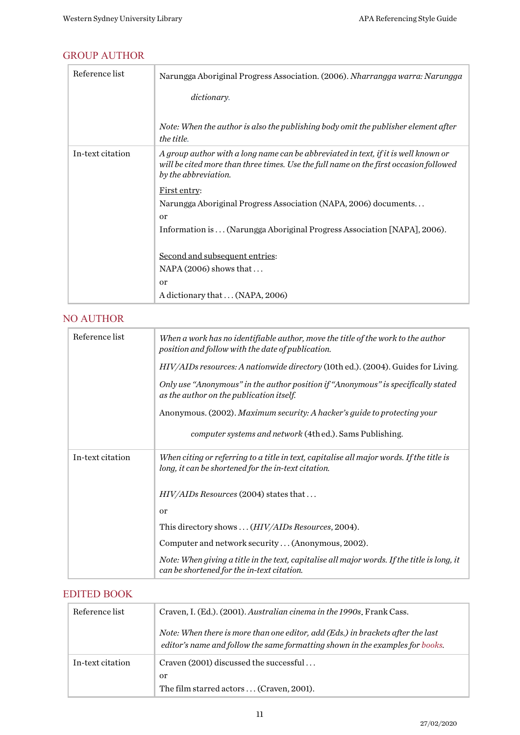## GROUP AUTHOR

| | |
|---|---|
| Reference list | Narungga Aboriginal Progress Association. (2006). *Nharrangga warra: Narungga dictionary.*<br><br>*Note: When the author is also the publishing body omit the publisher element after the title.* |
| In-text citation | *A group author with a long name can be abbreviated in text, if it is well known or will be cited more than three times. Use the full name on the first occasion followed by the abbreviation.*<br><br><u>First entry</u>:<br>Narungga Aboriginal Progress Association (NAPA, 2006) documents. . .<br>or<br>Information is . . . (Narungga Aboriginal Progress Association [NAPA], 2006).<br><br><u>Second and subsequent entries</u>:<br>NAPA (2006) shows that . . .<br>or<br>A dictionary that . . . (NAPA, 2006) |

## NO AUTHOR

| | |
|---|---|
| Reference list | *When a work has no identifiable author, move the title of the work to the author position and follow with the date of publication.*<br><br>*HIV/AIDs resources: A nationwide directory* (10th ed.). (2004). Guides for Living.<br><br>*Only use "Anonymous" in the author position if "Anonymous" is specifically stated as the author on the publication itself.*<br><br>Anonymous. (2002). *Maximum security: A hacker's guide to protecting your computer systems and network* (4th ed.). Sams Publishing. |
| In-text citation | *When citing or referring to a title in text, capitalise all major words. If the title is long, it can be shortened for the in-text citation.*<br><br>*HIV/AIDs Resources* (2004) states that . . .<br>or<br>This directory shows . . . (*HIV/AIDs Resources*, 2004).<br><br>Computer and network security . . . (Anonymous, 2002).<br><br>*Note: When giving a title in the text, capitalise all major words. If the title is long, it can be shortened for the in-text citation.* |

## EDITED BOOK

| | |
|---|---|
| Reference list | Craven, I. (Ed.). (2001). *Australian cinema in the 1990s*. Frank Cass.<br><br>*Note: When there is more than one editor, add (Eds.) in brackets after the last editor's name and follow the same formatting shown in the examples for books.* |
| In-text citation | Craven (2001) discussed the successful . . .<br>or<br>The film starred actors . . . (Craven, 2001). |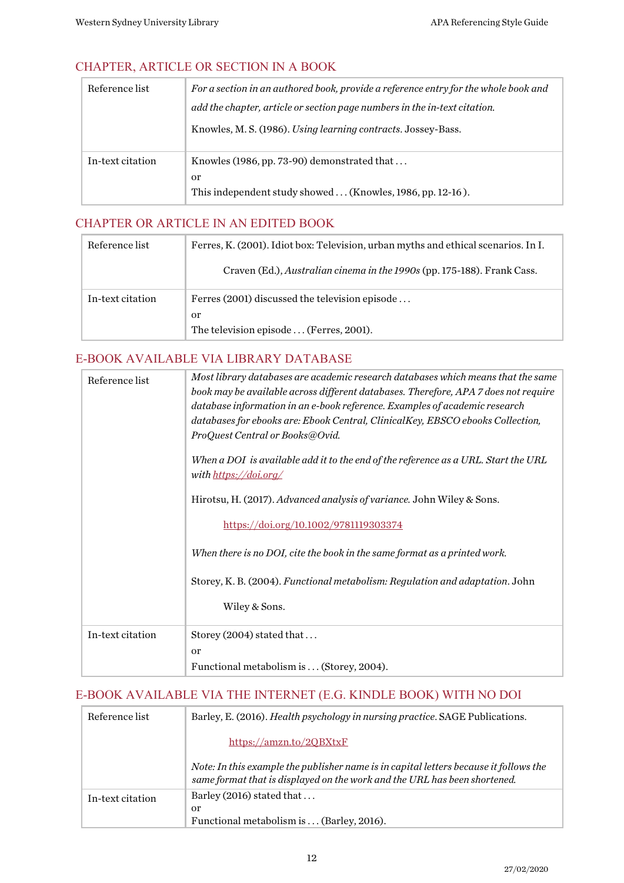## CHAPTER, ARTICLE OR SECTION IN A BOOK

| | |
|---|---|
| Reference list | *For a section in an authored book, provide a reference entry for the whole book and add the chapter, article or section page numbers in the in-text citation.*<br><br>Knowles, M. S. (1986). *Using learning contracts*. Jossey-Bass. |
| In-text citation | Knowles (1986, pp. 73-90) demonstrated that . . .<br>or<br>This independent study showed . . . (Knowles, 1986, pp. 12-16 ). |

## CHAPTER OR ARTICLE IN AN EDITED BOOK

| | |
|---|---|
| Reference list | Ferres, K. (2001). Idiot box: Television, urban myths and ethical scenarios. In I. Craven (Ed.), *Australian cinema in the 1990s* (pp. 175-188). Frank Cass. |
| In-text citation | Ferres (2001) discussed the television episode . . .<br>or<br>The television episode . . . (Ferres, 2001). |

## E-BOOK AVAILABLE VIA LIBRARY DATABASE

| | |
|---|---|
| Reference list | *Most library databases are academic research databases which means that the same book may be available across different databases. Therefore, APA 7 does not require database information in an e-book reference. Examples of academic research databases for ebooks are: Ebook Central, ClinicalKey, EBSCO ebooks Collection, ProQuest Central or Books@Ovid.*<br><br>*When a DOI is available add it to the end of the reference as a URL. Start the URL with https://doi.org/*<br><br>Hirotsu, H. (2017). *Advanced analysis of variance.* John Wiley & Sons. https://doi.org/10.1002/9781119303374<br><br>*When there is no DOI, cite the book in the same format as a printed work.*<br><br>Storey, K. B. (2004). *Functional metabolism: Regulation and adaptation*. John Wiley & Sons. |
| In-text citation | Storey (2004) stated that . . .<br>or<br>Functional metabolism is . . . (Storey, 2004). |

## E-BOOK AVAILABLE VIA THE INTERNET (E.G. KINDLE BOOK) WITH NO DOI

| | |
|---|---|
| Reference list | Barley, E. (2016). *Health psychology in nursing practice*. SAGE Publications. https://amzn.to/2QBXtxF<br><br>*Note: In this example the publisher name is in capital letters because it follows the same format that is displayed on the work and the URL has been shortened.* |
| In-text citation | Barley (2016) stated that . . .<br>or<br>Functional metabolism is . . . (Barley, 2016). |

27/02/2020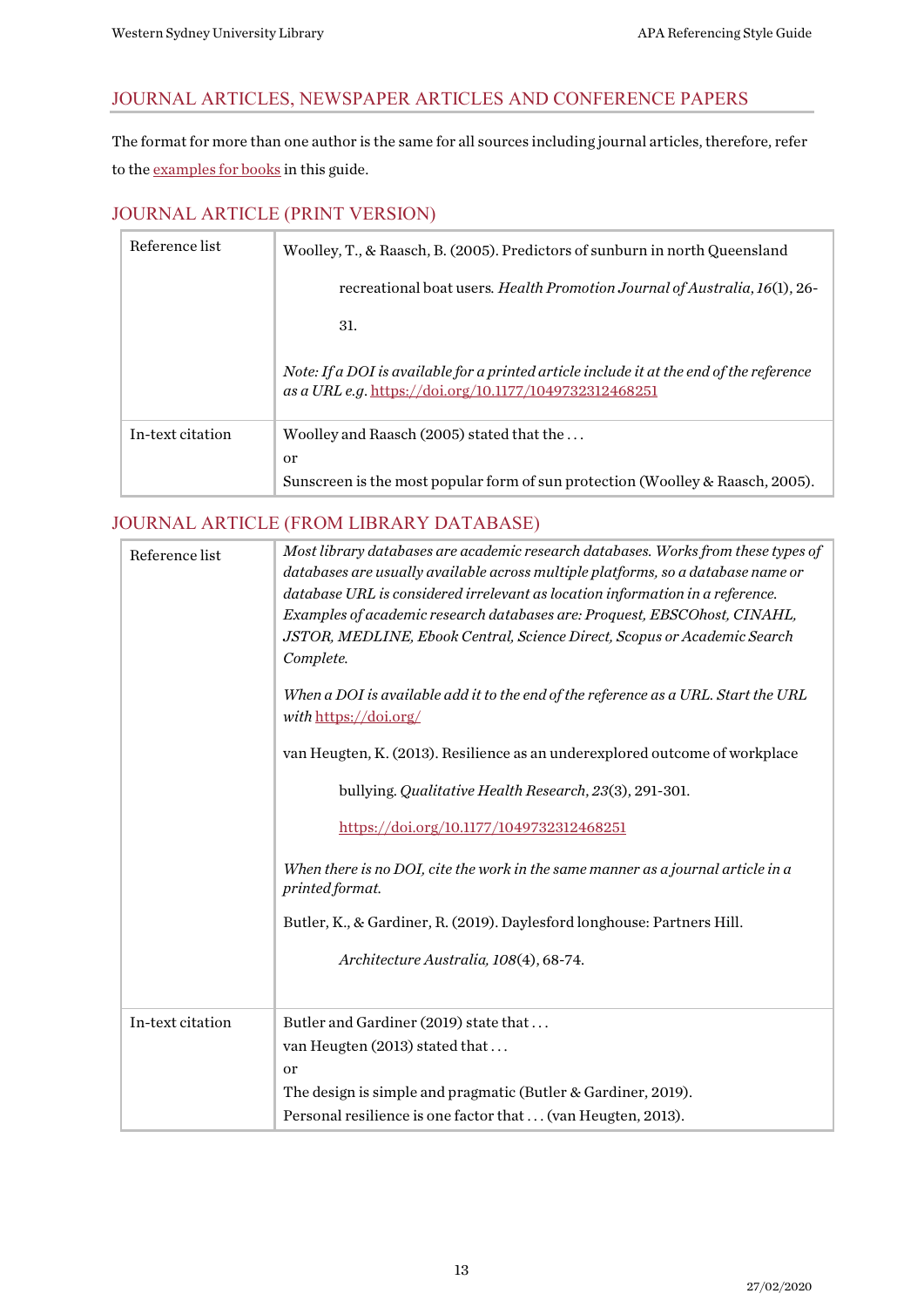## JOURNAL ARTICLES, NEWSPAPER ARTICLES AND CONFERENCE PAPERS

The format for more than one author is the same for all sources including journal articles, therefore, refer to the examples for books in this guide.

### JOURNAL ARTICLE (PRINT VERSION)

| | |
|---|---|
| Reference list | Woolley, T., & Raasch, B. (2005). Predictors of sunburn in north Queensland recreational boat users. *Health Promotion Journal of Australia*, *16*(1), 26-31.<br><br>*Note: If a DOI is available for a printed article include it at the end of the reference as a URL e.g.* https://doi.org/10.1177/1049732312468251 |
| In-text citation | Woolley and Raasch (2005) stated that the . . .<br>or<br>Sunscreen is the most popular form of sun protection (Woolley & Raasch, 2005). |

### JOURNAL ARTICLE (FROM LIBRARY DATABASE)

| | |
|---|---|
| Reference list | *Most library databases are academic research databases. Works from these types of databases are usually available across multiple platforms, so a database name or database URL is considered irrelevant as location information in a reference. Examples of academic research databases are: Proquest, EBSCOhost, CINAHL, JSTOR, MEDLINE, Ebook Central, Science Direct, Scopus or Academic Search Complete.*<br><br>*When a DOI is available add it to the end of the reference as a URL. Start the URL with* https://doi.org/<br><br>van Heugten, K. (2013). Resilience as an underexplored outcome of workplace bullying. *Qualitative Health Research*, *23*(3), 291-301. https://doi.org/10.1177/1049732312468251<br><br>*When there is no DOI, cite the work in the same manner as a journal article in a printed format.*<br><br>Butler, K., & Gardiner, R. (2019). Daylesford longhouse: Partners Hill. *Architecture Australia, 108*(4), 68-74. |
| In-text citation | Butler and Gardiner (2019) state that . . .<br>van Heugten (2013) stated that . . .<br>or<br>The design is simple and pragmatic (Butler & Gardiner, 2019).<br>Personal resilience is one factor that . . . (van Heugten, 2013). |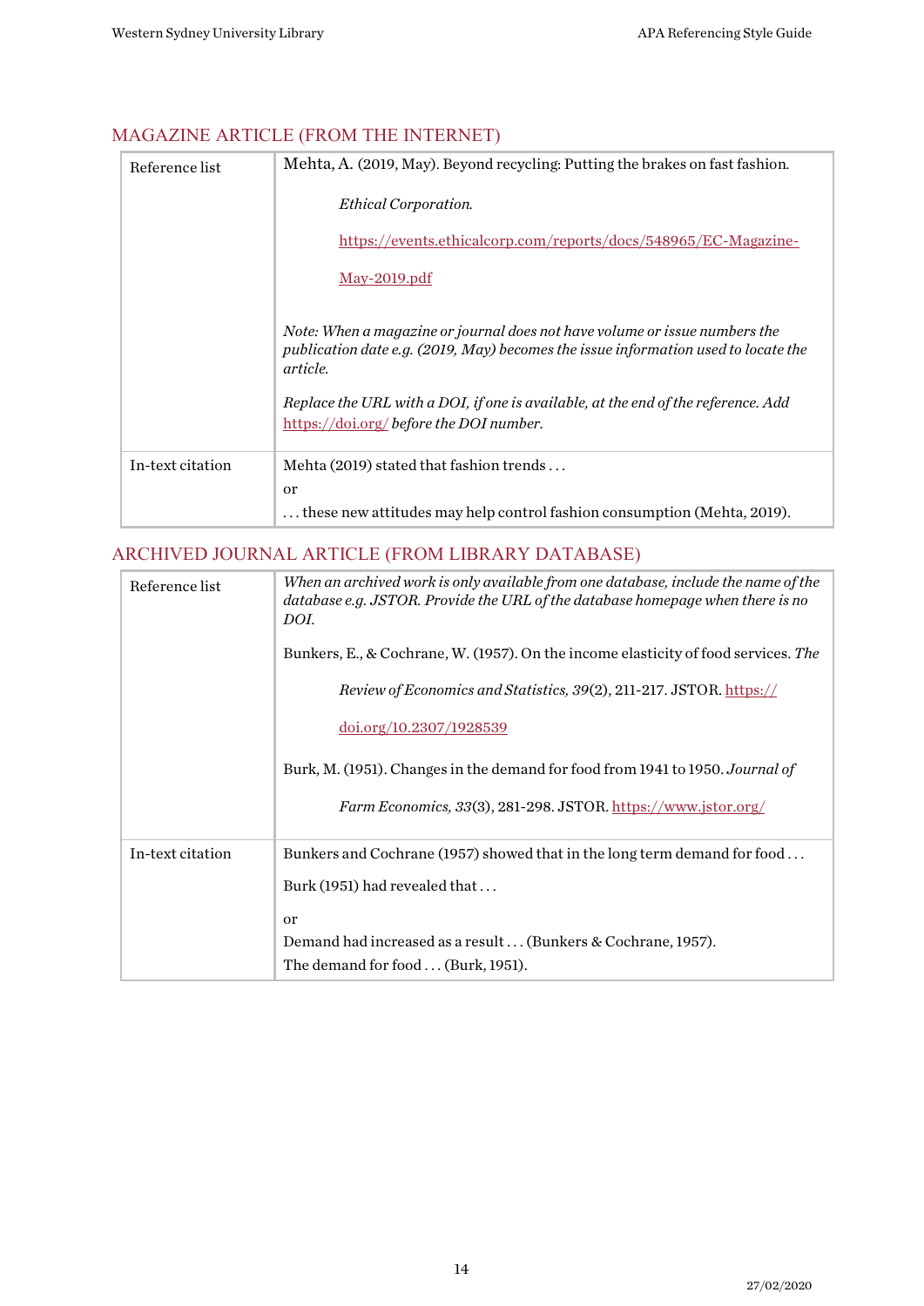## MAGAZINE ARTICLE (FROM THE INTERNET)

| | |
|---|---|
| Reference list | Mehta, A. (2019, May). Beyond recycling: Putting the brakes on fast fashion. *Ethical Corporation.* https://events.ethicalcorp.com/reports/docs/548965/EC-Magazine-May-2019.pdf<br><br>*Note: When a magazine or journal does not have volume or issue numbers the publication date e.g. (2019, May) becomes the issue information used to locate the article.*<br><br>*Replace the URL with a DOI, if one is available, at the end of the reference. Add* https://doi.org/ *before the DOI number.* |
| In-text citation | Mehta (2019) stated that fashion trends . . .<br>or<br>. . . these new attitudes may help control fashion consumption (Mehta, 2019). |

## ARCHIVED JOURNAL ARTICLE (FROM LIBRARY DATABASE)

| | |
|---|---|
| Reference list | *When an archived work is only available from one database, include the name of the database e.g. JSTOR. Provide the URL of the database homepage when there is no DOI.*<br><br>Bunkers, E., & Cochrane, W. (1957). On the income elasticity of food services. *The Review of Economics and Statistics, 39*(2), 211-217. JSTOR. https://doi.org/10.2307/1928539<br><br>Burk, M. (1951). Changes in the demand for food from 1941 to 1950. *Journal of Farm Economics, 33*(3), 281-298. JSTOR. https://www.jstor.org/ |
| In-text citation | Bunkers and Cochrane (1957) showed that in the long term demand for food . . .<br>Burk (1951) had revealed that . . .<br>or<br>Demand had increased as a result . . . (Bunkers & Cochrane, 1957).<br>The demand for food . . . (Burk, 1951). |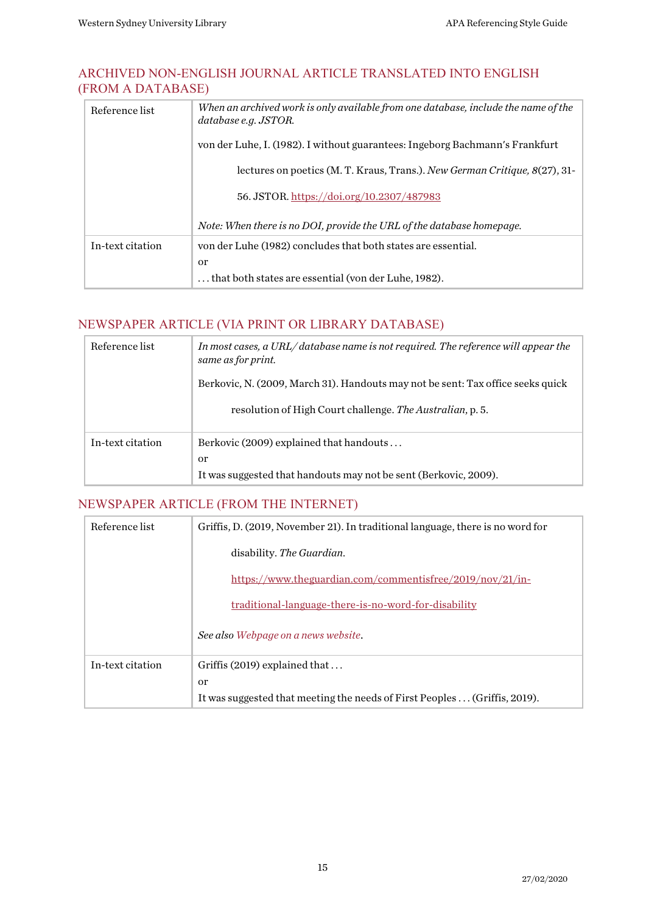## ARCHIVED NON-ENGLISH JOURNAL ARTICLE TRANSLATED INTO ENGLISH (FROM A DATABASE)

| | |
|---|---|
| Reference list | *When an archived work is only available from one database, include the name of the database e.g. JSTOR.*<br><br>von der Luhe, I. (1982). I without guarantees: Ingeborg Bachmann's Frankfurt lectures on poetics (M. T. Kraus, Trans.). *New German Critique, 8*(27), 31-56. JSTOR. https://doi.org/10.2307/487983<br><br>*Note: When there is no DOI, provide the URL of the database homepage.* |
| In-text citation | von der Luhe (1982) concludes that both states are essential.<br>or<br>. . . that both states are essential (von der Luhe, 1982). |

## NEWSPAPER ARTICLE (VIA PRINT OR LIBRARY DATABASE)

| | |
|---|---|
| Reference list | *In most cases, a URL/ database name is not required. The reference will appear the same as for print.*<br><br>Berkovic, N. (2009, March 31). Handouts may not be sent: Tax office seeks quick resolution of High Court challenge. *The Australian*, p. 5. |
| In-text citation | Berkovic (2009) explained that handouts . . .<br>or<br>It was suggested that handouts may not be sent (Berkovic, 2009). |

## NEWSPAPER ARTICLE (FROM THE INTERNET)

| | |
|---|---|
| Reference list | Griffis, D. (2019, November 21). In traditional language, there is no word for disability. *The Guardian*. https://www.theguardian.com/commentisfree/2019/nov/21/in-traditional-language-there-is-no-word-for-disability<br><br>*See also Webpage on a news website.* |
| In-text citation | Griffis (2019) explained that . . .<br>or<br>It was suggested that meeting the needs of First Peoples . . . (Griffis, 2019). |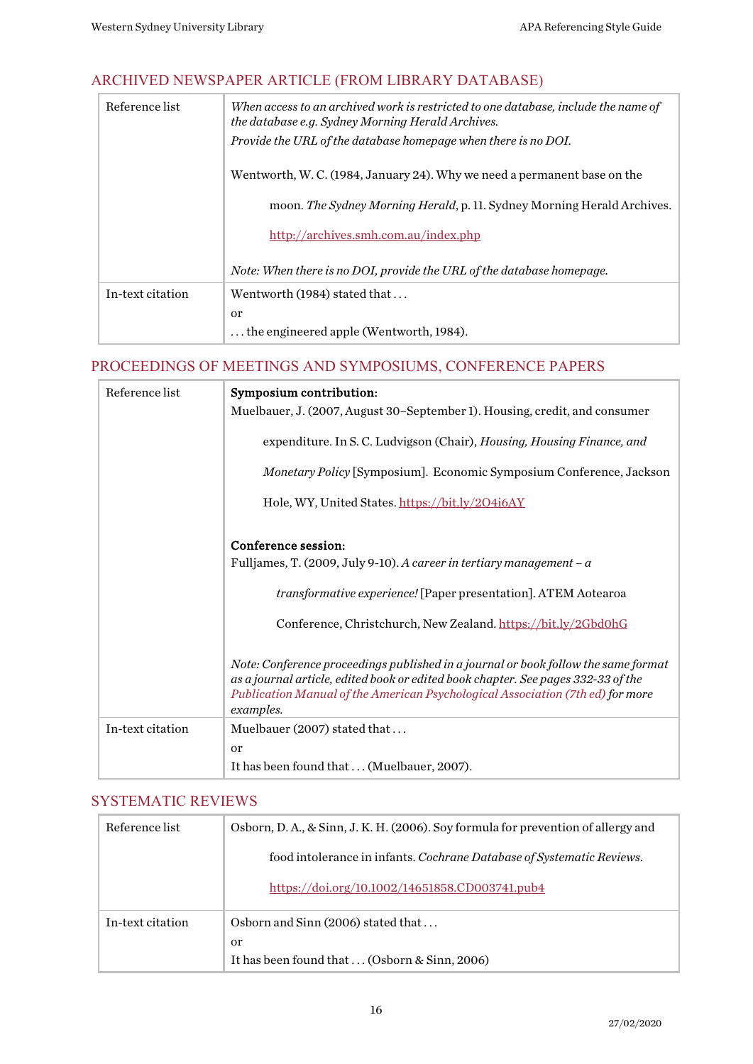## ARCHIVED NEWSPAPER ARTICLE (FROM LIBRARY DATABASE)

| | |
|---|---|
| Reference list | *When access to an archived work is restricted to one database, include the name of the database e.g. Sydney Morning Herald Archives.*<br>*Provide the URL of the database homepage when there is no DOI.*<br><br>Wentworth, W. C. (1984, January 24). Why we need a permanent base on the moon. *The Sydney Morning Herald*, p. 11. Sydney Morning Herald Archives. http://archives.smh.com.au/index.php<br><br>*Note: When there is no DOI, provide the URL of the database homepage.* |
| In-text citation | Wentworth (1984) stated that . . .<br>or<br>. . . the engineered apple (Wentworth, 1984). |

## PROCEEDINGS OF MEETINGS AND SYMPOSIUMS, CONFERENCE PAPERS

| | |
|---|---|
| Reference list | **Symposium contribution:**<br>Muelbauer, J. (2007, August 30–September 1). Housing, credit, and consumer expenditure. In S. C. Ludvigson (Chair), *Housing, Housing Finance, and Monetary Policy* [Symposium]. Economic Symposium Conference, Jackson Hole, WY, United States. https://bit.ly/2O4i6AY<br><br>**Conference session:**<br>Fulljames, T. (2009, July 9-10). *A career in tertiary management – a transformative experience!* [Paper presentation]. ATEM Aotearoa Conference, Christchurch, New Zealand. https://bit.ly/2Gbd0hG<br><br>*Note: Conference proceedings published in a journal or book follow the same format as a journal article, edited book or edited book chapter. See pages 332-33 of the Publication Manual of the American Psychological Association (7th ed) for more examples.* |
| In-text citation | Muelbauer (2007) stated that . . .<br>or<br>It has been found that . . . (Muelbauer, 2007). |

## SYSTEMATIC REVIEWS

| | |
|---|---|
| Reference list | Osborn, D. A., & Sinn, J. K. H. (2006). Soy formula for prevention of allergy and food intolerance in infants. *Cochrane Database of Systematic Reviews*. https://doi.org/10.1002/14651858.CD003741.pub4 |
| In-text citation | Osborn and Sinn (2006) stated that . . .<br>or<br>It has been found that . . . (Osborn & Sinn, 2006) |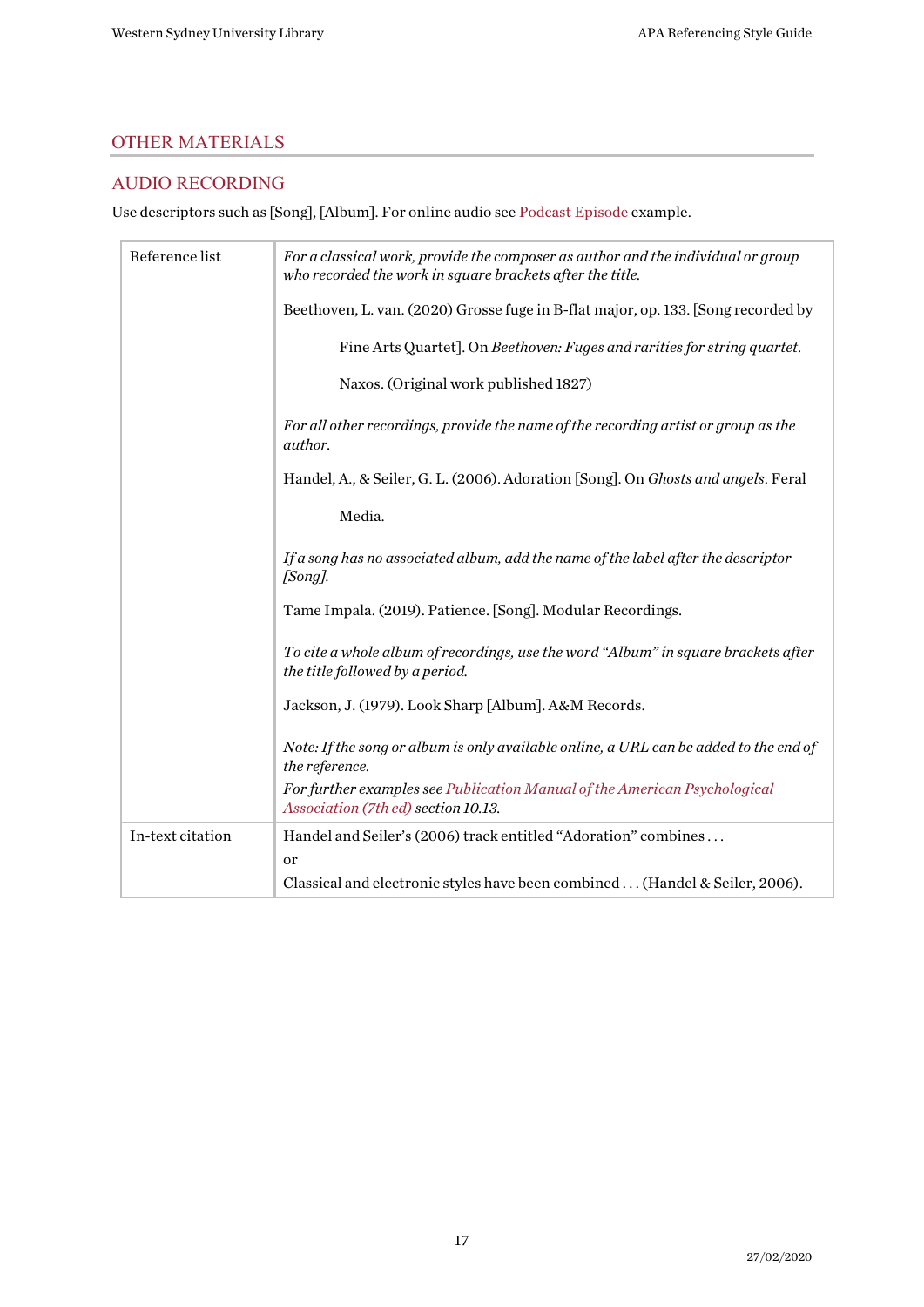## OTHER MATERIALS

### AUDIO RECORDING

Use descriptors such as [Song], [Album]. For online audio see Podcast Episode example.

| Reference list | *For a classical work, provide the composer as author and the individual or group who recorded the work in square brackets after the title.*<br><br>Beethoven, L. van. (2020) Grosse fuge in B-flat major, op. 133. [Song recorded by Fine Arts Quartet]. On *Beethoven: Fuges and rarities for string quartet*. Naxos. (Original work published 1827)<br><br>*For all other recordings, provide the name of the recording artist or group as the author.*<br><br>Handel, A., & Seiler, G. L. (2006). Adoration [Song]. On *Ghosts and angels*. Feral Media.<br><br>*If a song has no associated album, add the name of the label after the descriptor [Song].*<br><br>Tame Impala. (2019). Patience. [Song]. Modular Recordings.<br><br>*To cite a whole album of recordings, use the word "Album" in square brackets after the title followed by a period.*<br><br>Jackson, J. (1979). Look Sharp [Album]. A&M Records.<br><br>*Note: If the song or album is only available online, a URL can be added to the end of the reference.*<br>*For further examples see Publication Manual of the American Psychological Association (7th ed) section 10.13.* |
|---|---|
| In-text citation | Handel and Seiler's (2006) track entitled "Adoration" combines . . .<br>or<br>Classical and electronic styles have been combined . . . (Handel & Seiler, 2006). |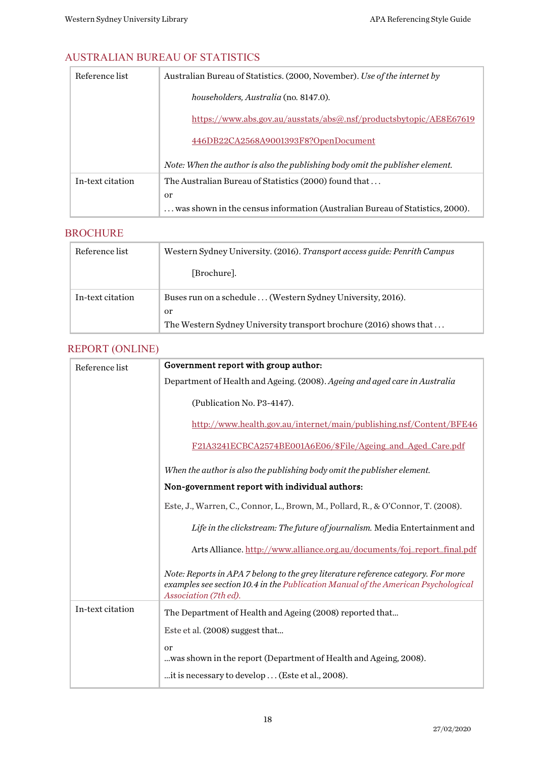## AUSTRALIAN BUREAU OF STATISTICS

| | |
|---|---|
| Reference list | Australian Bureau of Statistics. (2000, November). *Use of the internet by householders, Australia* (no. 8147.0). https://www.abs.gov.au/ausstats/abs@.nsf/productsbytopic/AE8E67619446DB22CA2568A9001393F8?OpenDocument<br><br>*Note: When the author is also the publishing body omit the publisher element.* |
| In-text citation | The Australian Bureau of Statistics (2000) found that . . .<br>or<br>. . . was shown in the census information (Australian Bureau of Statistics, 2000). |

## BROCHURE

| | |
|---|---|
| Reference list | Western Sydney University. (2016). *Transport access guide: Penrith Campus* [Brochure]. |
| In-text citation | Buses run on a schedule . . . (Western Sydney University, 2016).<br>or<br>The Western Sydney University transport brochure (2016) shows that . . . |

## REPORT (ONLINE)

| | |
|---|---|
| Reference list | **Government report with group author:**<br>Department of Health and Ageing. (2008). *Ageing and aged care in Australia* (Publication No. P3-4147). http://www.health.gov.au/internet/main/publishing.nsf/Content/BFE46F21A3241ECBCA2574BE001A6E06/$File/Ageing_and_Aged_Care.pdf<br><br>*When the author is also the publishing body omit the publisher element.*<br><br>**Non-government report with individual authors:**<br>Este, J., Warren, C., Connor, L., Brown, M., Pollard, R., & O'Connor, T. (2008). *Life in the clickstream: The future of journalism.* Media Entertainment and Arts Alliance. http://www.alliance.org.au/documents/foj_report_final.pdf<br><br>*Note: Reports in APA 7 belong to the grey literature reference category. For more examples see section 10.4 in the Publication Manual of the American Psychological Association (7th ed).* |
| In-text citation | The Department of Health and Ageing (2008) reported that...<br>Este et al. (2008) suggest that...<br>or<br>...was shown in the report (Department of Health and Ageing, 2008).<br>...it is necessary to develop . . . (Este et al., 2008). |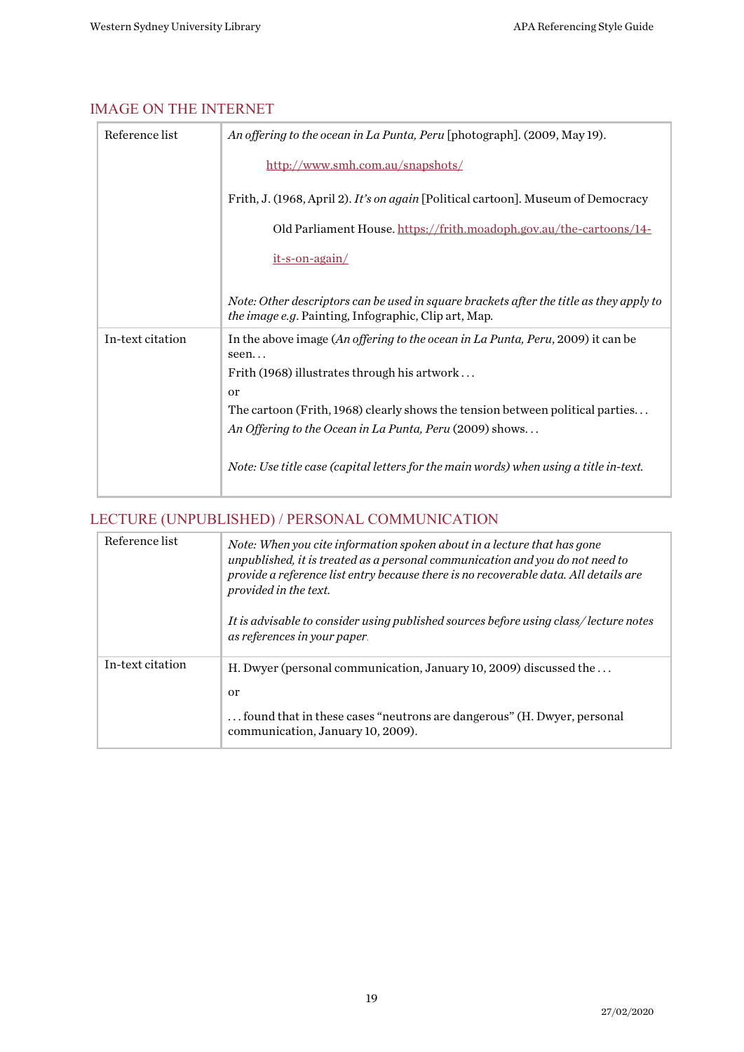## IMAGE ON THE INTERNET

| | |
|---|---|
| Reference list | *An offering to the ocean in La Punta, Peru* [photograph]. (2009, May 19). http://www.smh.com.au/snapshots/<br><br>Frith, J. (1968, April 2). *It's on again* [Political cartoon]. Museum of Democracy Old Parliament House. https://frith.moadoph.gov.au/the-cartoons/14-it-s-on-again/<br><br>*Note: Other descriptors can be used in square brackets after the title as they apply to the image e.g.* Painting, Infographic, Clip art, Map. |
| In-text citation | In the above image (*An offering to the ocean in La Punta, Peru*, 2009) it can be seen. . .<br>Frith (1968) illustrates through his artwork . . .<br>or<br>The cartoon (Frith, 1968) clearly shows the tension between political parties. . .<br>*An Offering to the Ocean in La Punta, Peru* (2009) shows. . .<br><br>*Note: Use title case (capital letters for the main words) when using a title in-text.* |

## LECTURE (UNPUBLISHED) / PERSONAL COMMUNICATION

| | |
|---|---|
| Reference list | *Note: When you cite information spoken about in a lecture that has gone unpublished, it is treated as a personal communication and you do not need to provide a reference list entry because there is no recoverable data. All details are provided in the text.*<br><br>*It is advisable to consider using published sources before using class/ lecture notes as references in your paper.* |
| In-text citation | H. Dwyer (personal communication, January 10, 2009) discussed the . . .<br><br>or<br><br>. . . found that in these cases "neutrons are dangerous" (H. Dwyer, personal communication, January 10, 2009). |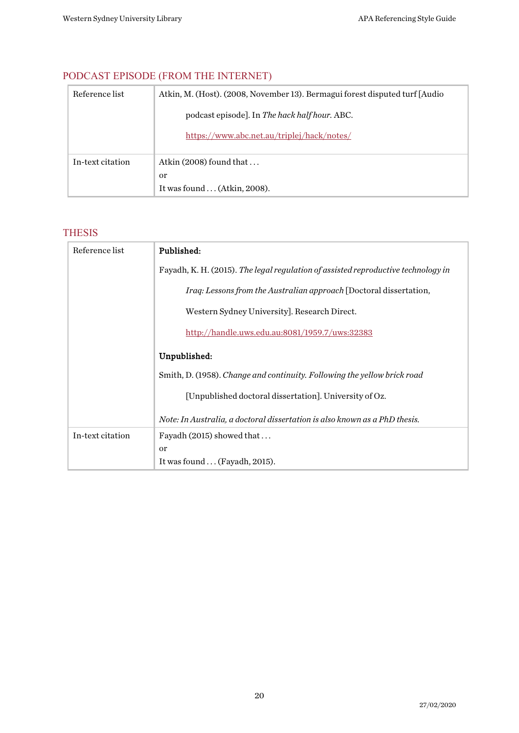## PODCAST EPISODE (FROM THE INTERNET)

| | |
|---|---|
| Reference list | Atkin, M. (Host). (2008, November 13). Bermagui forest disputed turf [Audio podcast episode]. In *The hack half hour*. ABC. https://www.abc.net.au/triplej/hack/notes/ |
| In-text citation | Atkin (2008) found that . . .<br>or<br>It was found . . . (Atkin, 2008). |

## THESIS

| | |
|---|---|
| Reference list | **Published:**<br>Fayadh, K. H. (2015). *The legal regulation of assisted reproductive technology in Iraq: Lessons from the Australian approach* [Doctoral dissertation, Western Sydney University]. Research Direct. http://handle.uws.edu.au:8081/1959.7/uws:32383<br><br>**Unpublished:**<br>Smith, D. (1958). *Change and continuity. Following the yellow brick road* [Unpublished doctoral dissertation]. University of Oz.<br><br>*Note: In Australia, a doctoral dissertation is also known as a PhD thesis.* |
| In-text citation | Fayadh (2015) showed that . . .<br>or<br>It was found . . . (Fayadh, 2015). |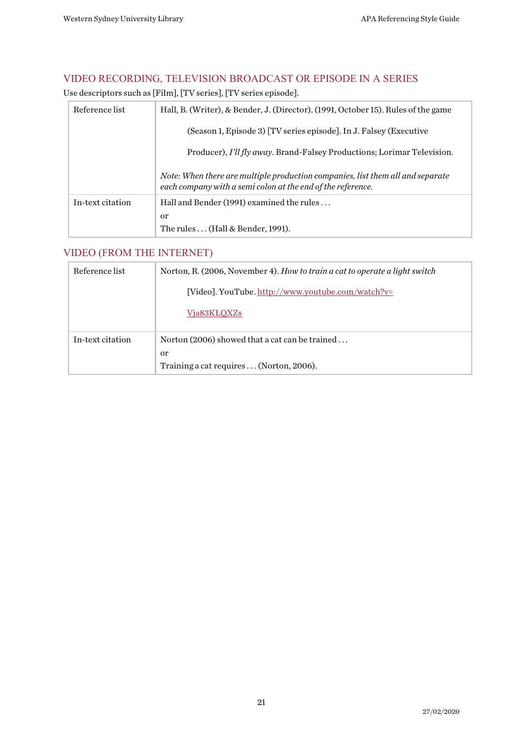## VIDEO RECORDING, TELEVISION BROADCAST OR EPISODE IN A SERIES

Use descriptors such as [Film], [TV series], [TV series episode].

| | |
|---|---|
| Reference list | Hall, B. (Writer), & Bender, J. (Director). (1991, October 15). Rules of the game (Season 1, Episode 3) [TV series episode]. In J. Falsey (Executive Producer), *I'll fly away*. Brand-Falsey Productions; Lorimar Television.<br><br>*Note: When there are multiple production companies, list them all and separate each company with a semi colon at the end of the reference.* |
| In-text citation | Hall and Bender (1991) examined the rules . . .<br>or<br>The rules . . . (Hall & Bender, 1991). |

## VIDEO (FROM THE INTERNET)

| | |
|---|---|
| Reference list | Norton, R. (2006, November 4). *How to train a cat to operate a light switch* [Video]. YouTube. http://www.youtube.com/watch?v=Vja83KLQXZs |
| In-text citation | Norton (2006) showed that a cat can be trained . . .<br>or<br>Training a cat requires . . . (Norton, 2006). |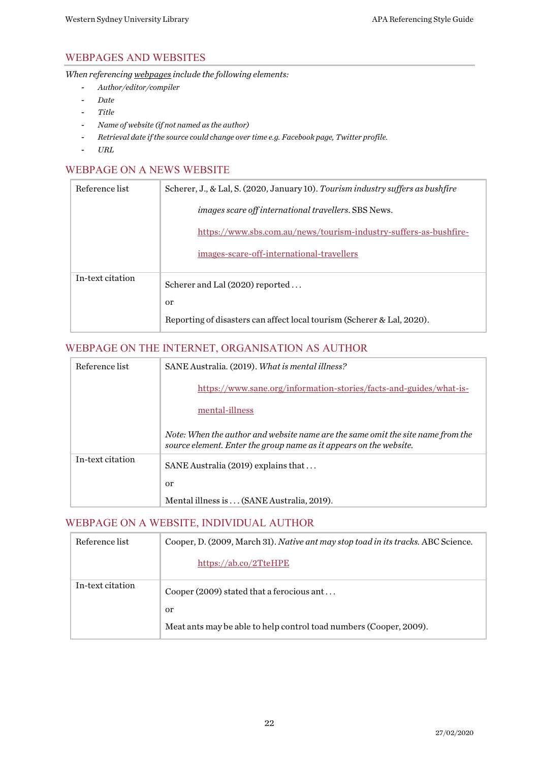## WEBPAGES AND WEBSITES

*When referencing webpages include the following elements:*

- *Author/editor/compiler*
- *Date*
- *Title*
- *Name of website (if not named as the author)*
- *Retrieval date if the source could change over time e.g. Facebook page, Twitter profile.*
- *URL*

## WEBPAGE ON A NEWS WEBSITE

| | |
|---|---|
| Reference list | Scherer, J., & Lal, S. (2020, January 10). *Tourism industry suffers as bushfire images scare off international travellers*. SBS News. https://www.sbs.com.au/news/tourism-industry-suffers-as-bushfire-images-scare-off-international-travellers |
| In-text citation | Scherer and Lal (2020) reported . . .<br><br>or<br><br>Reporting of disasters can affect local tourism (Scherer & Lal, 2020). |

## WEBPAGE ON THE INTERNET, ORGANISATION AS AUTHOR

| | |
|---|---|
| Reference list | SANE Australia. (2019). *What is mental illness?* https://www.sane.org/information-stories/facts-and-guides/what-is-mental-illness<br><br>*Note: When the author and website name are the same omit the site name from the source element. Enter the group name as it appears on the website.* |
| In-text citation | SANE Australia (2019) explains that . . .<br><br>or<br><br>Mental illness is . . . (SANE Australia, 2019). |

## WEBPAGE ON A WEBSITE, INDIVIDUAL AUTHOR

| | |
|---|---|
| Reference list | Cooper, D. (2009, March 31). *Native ant may stop toad in its tracks.* ABC Science. https://ab.co/2TteHPE |
| In-text citation | Cooper (2009) stated that a ferocious ant . . .<br><br>or<br><br>Meat ants may be able to help control toad numbers (Cooper, 2009). |

27/02/2020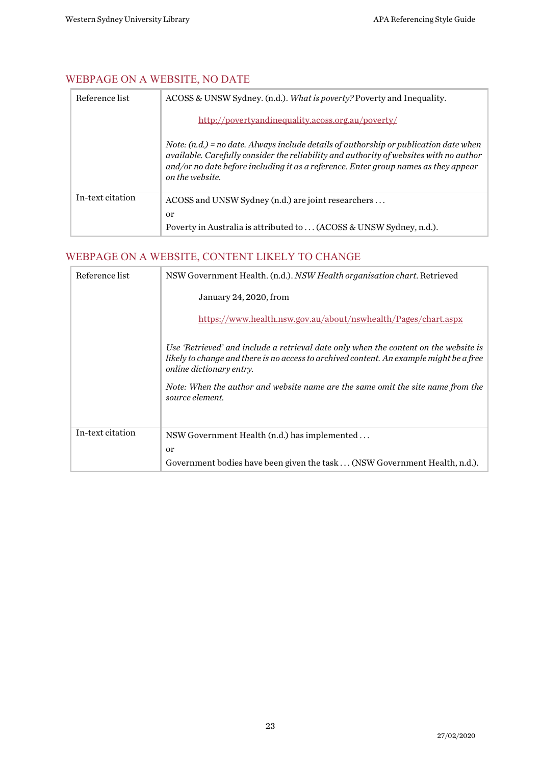## WEBPAGE ON A WEBSITE, NO DATE

| | |
|---|---|
| Reference list | ACOSS & UNSW Sydney. (n.d.). *What is poverty?* Poverty and Inequality. http://povertyandinequality.acoss.org.au/poverty/ <br><br> *Note: (n.d.) = no date. Always include details of authorship or publication date when available. Carefully consider the reliability and authority of websites with no author and/or no date before including it as a reference. Enter group names as they appear on the website.* |
| In-text citation | ACOSS and UNSW Sydney (n.d.) are joint researchers . . . <br> or <br> Poverty in Australia is attributed to . . . (ACOSS & UNSW Sydney, n.d.). |

## WEBPAGE ON A WEBSITE, CONTENT LIKELY TO CHANGE

| | |
|---|---|
| Reference list | NSW Government Health. (n.d.). *NSW Health organisation chart*. Retrieved January 24, 2020, from https://www.health.nsw.gov.au/about/nswhealth/Pages/chart.aspx <br><br> *Use 'Retrieved' and include a retrieval date only when the content on the website is likely to change and there is no access to archived content. An example might be a free online dictionary entry.* <br><br> *Note: When the author and website name are the same omit the site name from the source element.* |
| In-text citation | NSW Government Health (n.d.) has implemented . . . <br> or <br> Government bodies have been given the task . . . (NSW Government Health, n.d.). |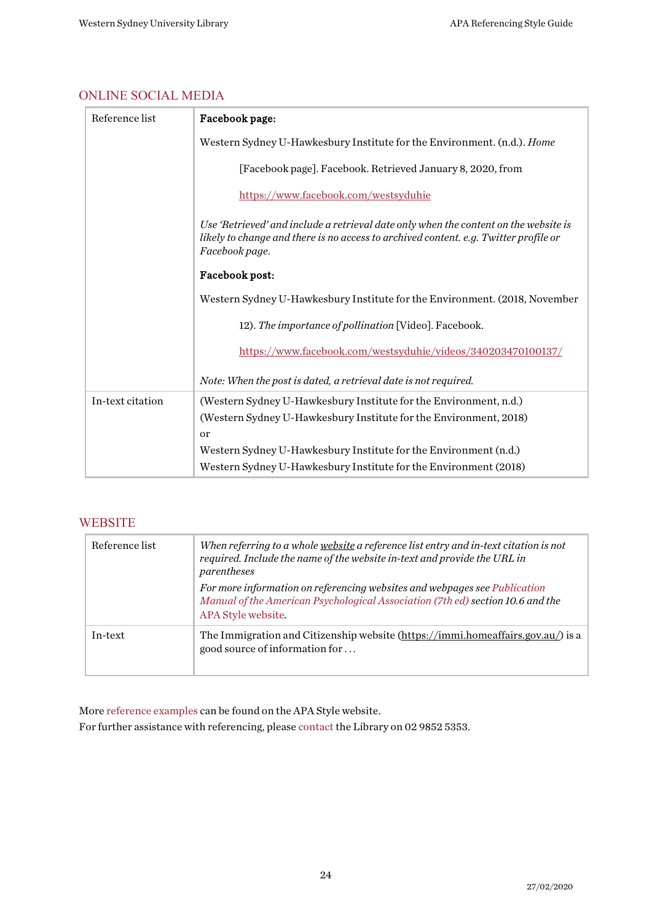## ONLINE SOCIAL MEDIA

| | |
|---|---|
| Reference list | **Facebook page:**<br><br>Western Sydney U-Hawkesbury Institute for the Environment. (n.d.). *Home* [Facebook page]. Facebook. Retrieved January 8, 2020, from https://www.facebook.com/westsyduhie<br><br>*Use 'Retrieved' and include a retrieval date only when the content on the website is likely to change and there is no access to archived content. e.g. Twitter profile or Facebook page.*<br><br>**Facebook post:**<br><br>Western Sydney U-Hawkesbury Institute for the Environment. (2018, November 12). *The importance of pollination* [Video]. Facebook. https://www.facebook.com/westsyduhie/videos/340203470100137/<br><br>*Note: When the post is dated, a retrieval date is not required.* |
| In-text citation | (Western Sydney U-Hawkesbury Institute for the Environment, n.d.)<br>(Western Sydney U-Hawkesbury Institute for the Environment, 2018)<br>or<br>Western Sydney U-Hawkesbury Institute for the Environment (n.d.)<br>Western Sydney U-Hawkesbury Institute for the Environment (2018) |

## WEBSITE

| | |
|---|---|
| Reference list | *When referring to a whole website a reference list entry and in-text citation is not required. Include the name of the website in-text and provide the URL in parentheses*<br><br>*For more information on referencing websites and webpages see Publication Manual of the American Psychological Association (7th ed) section 10.6 and the* APA Style website. |
| In-text | The Immigration and Citizenship website (https://immi.homeaffairs.gov.au/) is a good source of information for . . . |

More reference examples can be found on the APA Style website.
For further assistance with referencing, please contact the Library on 02 9852 5353.

27/02/2020